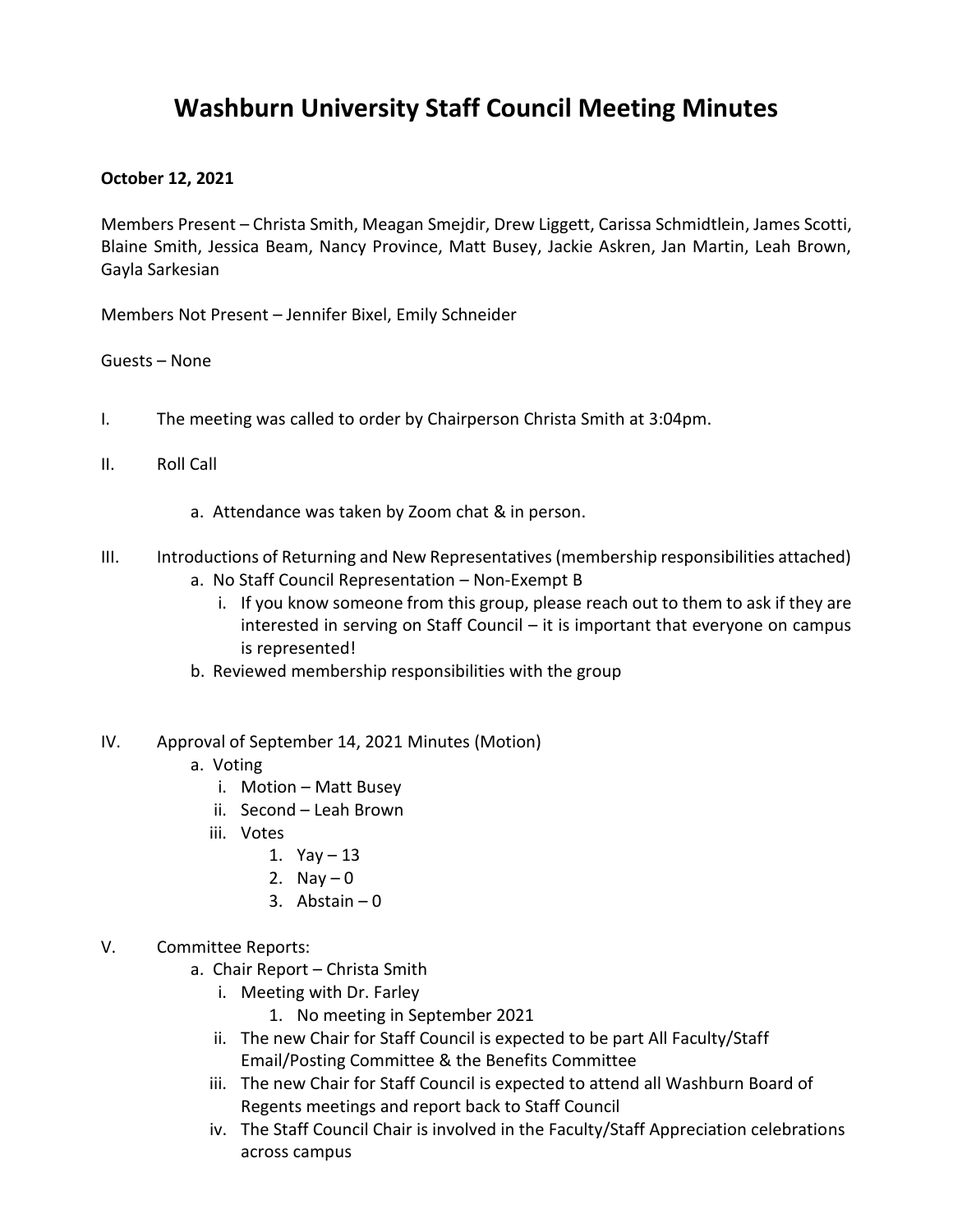# Washburn University Staff Council Meeting Minutes

**October 12, 2021**

Members Present – Christa Smith, Meagan Smejdir, Drew Liggett, Carissa Schmidtlein, James Scotti, Blaine Smith, Jessica Beam, Nancy Province, Matt Busey, Jackie Askren, Jan Martin, Leah Brown, Gayla Sarkesian

Members Not Present – Jennifer Bixel, Emily Schneider

Guests – None

I. The meeting was called to order by Chairperson Christa Smith at 3:04pm.

II. Roll Call

   a. Attendance was taken by Zoom chat & in person.

III. Introductions of Returning and New Representatives (membership responsibilities attached)

   a. No Staff Council Representation – Non-Exempt B
      i. If you know someone from this group, please reach out to them to ask if they are interested in serving on Staff Council – it is important that everyone on campus is represented!
   b. Reviewed membership responsibilities with the group

IV. Approval of September 14, 2021 Minutes (Motion)

   a. Voting
      i. Motion – Matt Busey
      ii. Second – Leah Brown
      iii. Votes
         1. Yay – 13
         2. Nay – 0
         3. Abstain – 0

V. Committee Reports:

   a. Chair Report – Christa Smith
      i. Meeting with Dr. Farley
         1. No meeting in September 2021
      ii. The new Chair for Staff Council is expected to be part All Faculty/Staff Email/Posting Committee & the Benefits Committee
      iii. The new Chair for Staff Council is expected to attend all Washburn Board of Regents meetings and report back to Staff Council
      iv. The Staff Council Chair is involved in the Faculty/Staff Appreciation celebrations across campus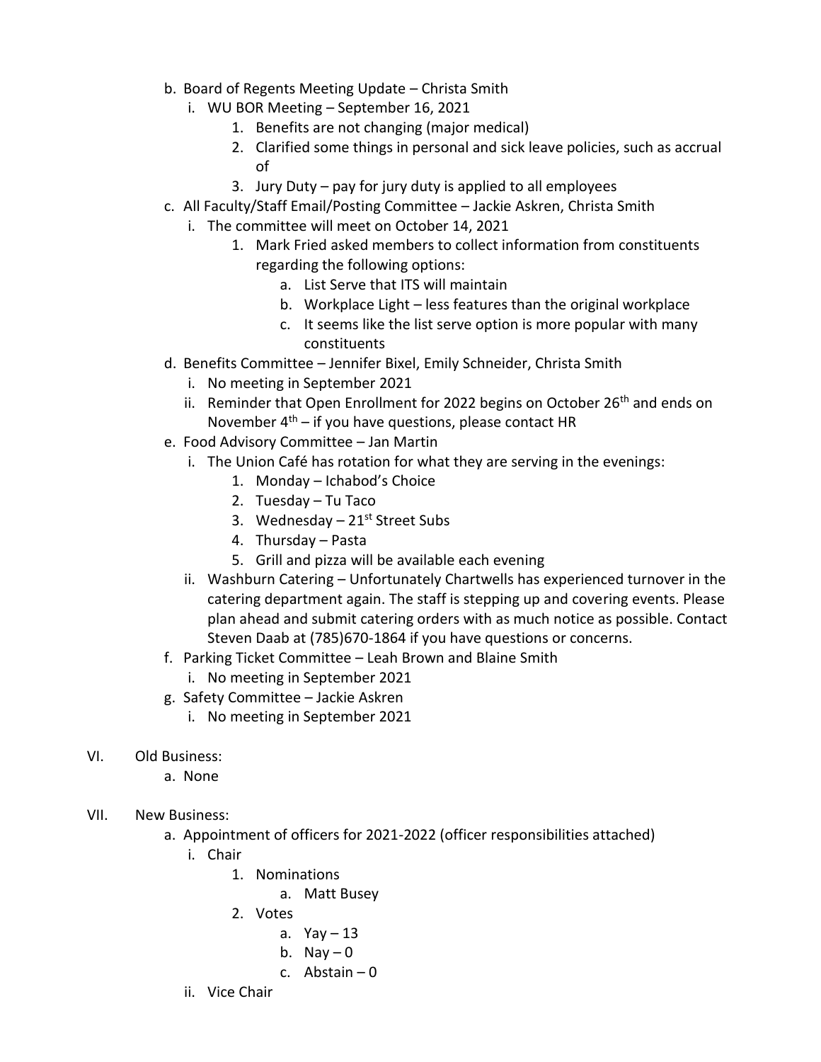b. Board of Regents Meeting Update – Christa Smith
   i. WU BOR Meeting – September 16, 2021
      1. Benefits are not changing (major medical)
      2. Clarified some things in personal and sick leave policies, such as accrual of
      3. Jury Duty – pay for jury duty is applied to all employees
c. All Faculty/Staff Email/Posting Committee – Jackie Askren, Christa Smith
   i. The committee will meet on October 14, 2021
      1. Mark Fried asked members to collect information from constituents regarding the following options:
         a. List Serve that ITS will maintain
         b. Workplace Light – less features than the original workplace
         c. It seems like the list serve option is more popular with many constituents
d. Benefits Committee – Jennifer Bixel, Emily Schneider, Christa Smith
   i. No meeting in September 2021
   ii. Reminder that Open Enrollment for 2022 begins on October 26th and ends on November 4th – if you have questions, please contact HR
e. Food Advisory Committee – Jan Martin
   i. The Union Café has rotation for what they are serving in the evenings:
      1. Monday – Ichabod's Choice
      2. Tuesday – Tu Taco
      3. Wednesday – 21st Street Subs
      4. Thursday – Pasta
      5. Grill and pizza will be available each evening
   ii. Washburn Catering – Unfortunately Chartwells has experienced turnover in the catering department again. The staff is stepping up and covering events. Please plan ahead and submit catering orders with as much notice as possible. Contact Steven Daab at (785)670-1864 if you have questions or concerns.
f. Parking Ticket Committee – Leah Brown and Blaine Smith
   i. No meeting in September 2021
g. Safety Committee – Jackie Askren
   i. No meeting in September 2021

VI. Old Business:
   a. None

VII. New Business:
   a. Appointment of officers for 2021-2022 (officer responsibilities attached)
      i. Chair
         1. Nominations
            a. Matt Busey
         2. Votes
            a. Yay – 13
            b. Nay – 0
            c. Abstain – 0
      ii. Vice Chair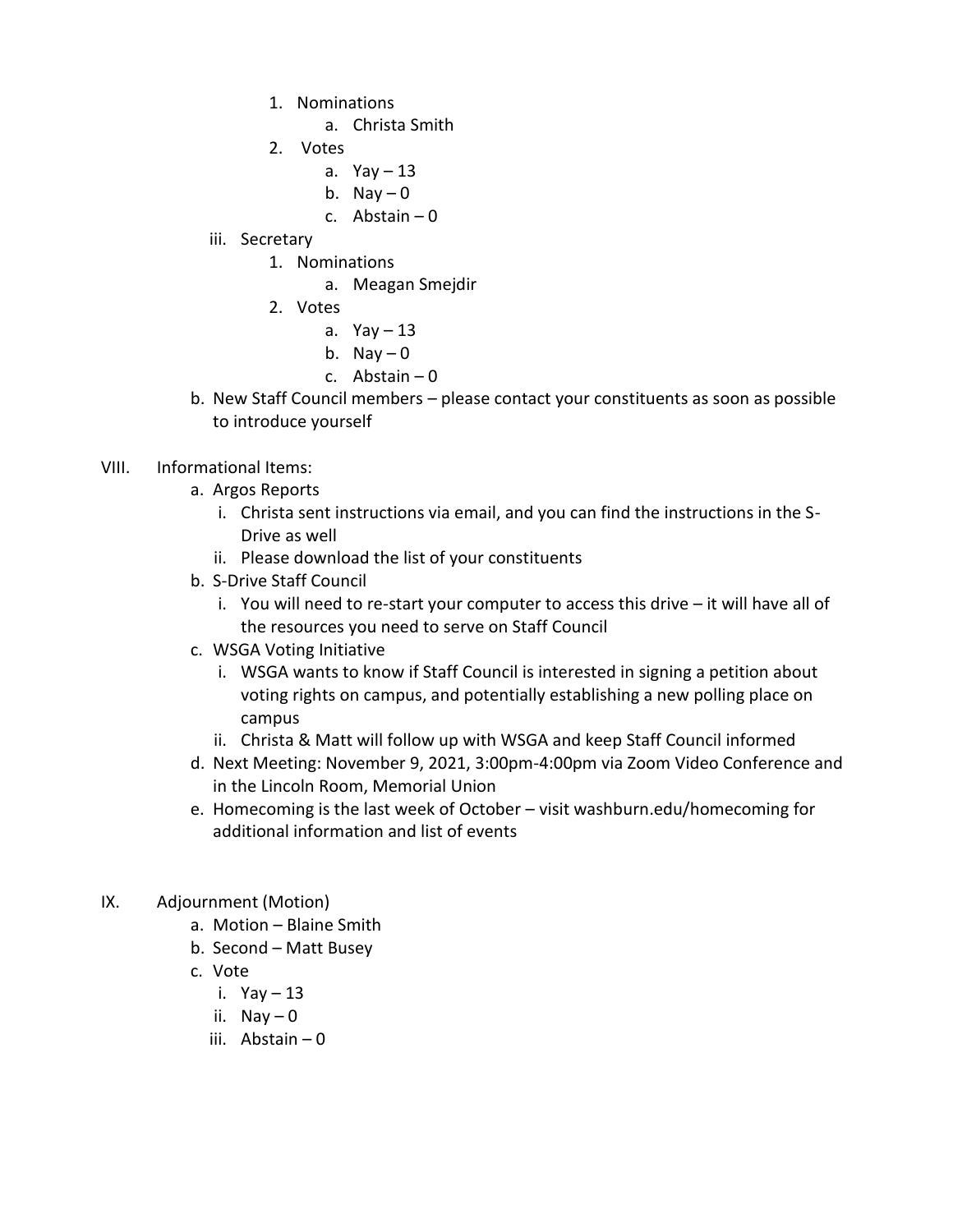1. Nominations
   a. Christa Smith
2. Votes
   a. Yay – 13
   b. Nay – 0
   c. Abstain – 0

iii. Secretary

1. Nominations
   a. Meagan Smejdir
2. Votes
   a. Yay – 13
   b. Nay – 0
   c. Abstain – 0

b. New Staff Council members – please contact your constituents as soon as possible to introduce yourself

VIII. Informational Items:

a. Argos Reports
   i. Christa sent instructions via email, and you can find the instructions in the S-Drive as well
   ii. Please download the list of your constituents
b. S-Drive Staff Council
   i. You will need to re-start your computer to access this drive – it will have all of the resources you need to serve on Staff Council
c. WSGA Voting Initiative
   i. WSGA wants to know if Staff Council is interested in signing a petition about voting rights on campus, and potentially establishing a new polling place on campus
   ii. Christa & Matt will follow up with WSGA and keep Staff Council informed
d. Next Meeting: November 9, 2021, 3:00pm-4:00pm via Zoom Video Conference and in the Lincoln Room, Memorial Union
e. Homecoming is the last week of October – visit washburn.edu/homecoming for additional information and list of events

IX. Adjournment (Motion)

a. Motion – Blaine Smith
b. Second – Matt Busey
c. Vote
   i. Yay – 13
   ii. Nay – 0
   iii. Abstain – 0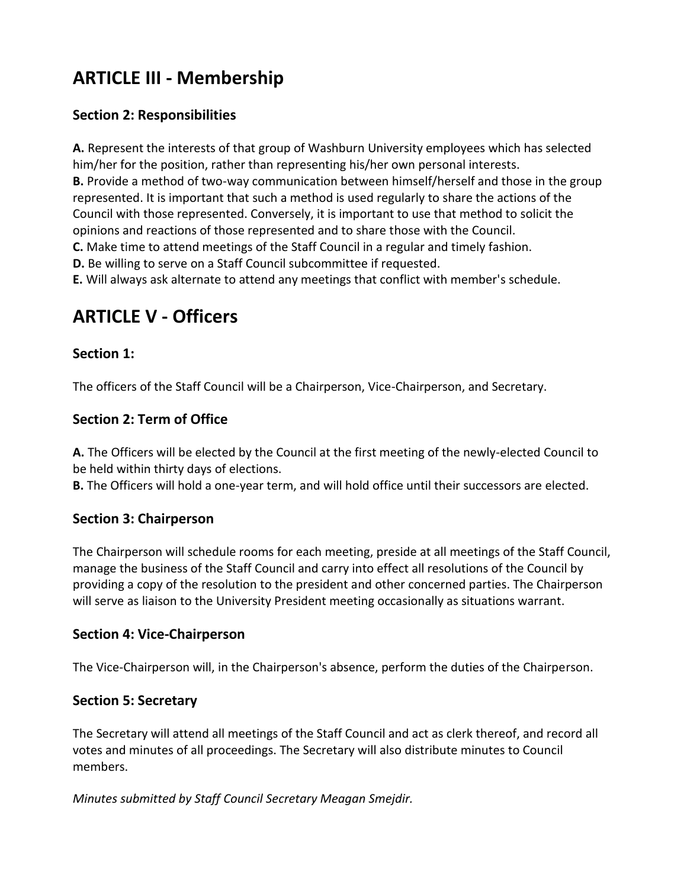## ARTICLE III - Membership

### Section 2: Responsibilities

**A.** Represent the interests of that group of Washburn University employees which has selected him/her for the position, rather than representing his/her own personal interests.
**B.** Provide a method of two-way communication between himself/herself and those in the group represented. It is important that such a method is used regularly to share the actions of the Council with those represented. Conversely, it is important to use that method to solicit the opinions and reactions of those represented and to share those with the Council.
**C.** Make time to attend meetings of the Staff Council in a regular and timely fashion.
**D.** Be willing to serve on a Staff Council subcommittee if requested.
**E.** Will always ask alternate to attend any meetings that conflict with member's schedule.

## ARTICLE V - Officers

### Section 1:

The officers of the Staff Council will be a Chairperson, Vice-Chairperson, and Secretary.

### Section 2: Term of Office

**A.** The Officers will be elected by the Council at the first meeting of the newly-elected Council to be held within thirty days of elections.
**B.** The Officers will hold a one-year term, and will hold office until their successors are elected.

### Section 3: Chairperson

The Chairperson will schedule rooms for each meeting, preside at all meetings of the Staff Council, manage the business of the Staff Council and carry into effect all resolutions of the Council by providing a copy of the resolution to the president and other concerned parties. The Chairperson will serve as liaison to the University President meeting occasionally as situations warrant.

### Section 4: Vice-Chairperson

The Vice-Chairperson will, in the Chairperson's absence, perform the duties of the Chairperson.

### Section 5: Secretary

The Secretary will attend all meetings of the Staff Council and act as clerk thereof, and record all votes and minutes of all proceedings. The Secretary will also distribute minutes to Council members.

*Minutes submitted by Staff Council Secretary Meagan Smejdir.*